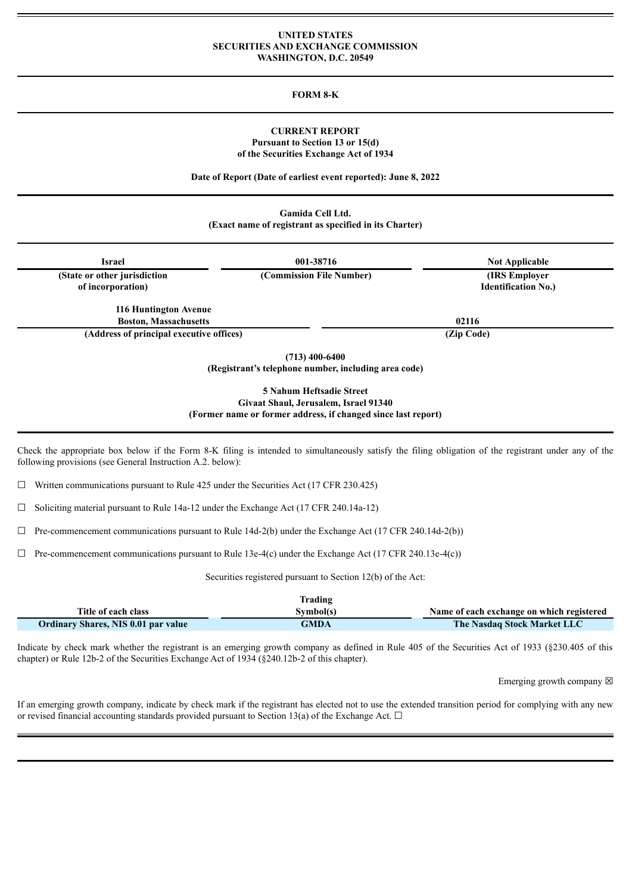**UNITED STATES**
**SECURITIES AND EXCHANGE COMMISSION**
**WASHINGTON, D.C. 20549**

---

**FORM 8-K**

---

**CURRENT REPORT**
**Pursuant to Section 13 or 15(d)**
**of the Securities Exchange Act of 1934**

**Date of Report (Date of earliest event reported): June 8, 2022**

---

**Gamida Cell Ltd.**
**(Exact name of registrant as specified in its Charter)**

---

| Israel | 001-38716 | Not Applicable |
| --- | --- | --- |
| **(State or other jurisdiction of incorporation)** | **(Commission File Number)** | **(IRS Employer Identification No.)** |

| 116 Huntington Avenue Boston, Massachusetts | 02116 |
| --- | --- |
| **(Address of principal executive offices)** | **(Zip Code)** |

**(713) 400-6400**
**(Registrant's telephone number, including area code)**

**5 Nahum Heftsadie Street**
**Givaat Shaul, Jerusalem, Israel 91340**
**(Former name or former address, if changed since last report)**

---

Check the appropriate box below if the Form 8-K filing is intended to simultaneously satisfy the filing obligation of the registrant under any of the following provisions (see General Instruction A.2. below):

☐ Written communications pursuant to Rule 425 under the Securities Act (17 CFR 230.425)

☐ Soliciting material pursuant to Rule 14a-12 under the Exchange Act (17 CFR 240.14a-12)

☐ Pre-commencement communications pursuant to Rule 14d-2(b) under the Exchange Act (17 CFR 240.14d-2(b))

☐ Pre-commencement communications pursuant to Rule 13e-4(c) under the Exchange Act (17 CFR 240.13e-4(c))

Securities registered pursuant to Section 12(b) of the Act:

| Title of each class | Trading Symbol(s) | Name of each exchange on which registered |
| --- | --- | --- |
| **Ordinary Shares, NIS 0.01 par value** | **GMDA** | **The Nasdaq Stock Market LLC** |

Indicate by check mark whether the registrant is an emerging growth company as defined in Rule 405 of the Securities Act of 1933 (§230.405 of this chapter) or Rule 12b-2 of the Securities Exchange Act of 1934 (§240.12b-2 of this chapter).

Emerging growth company ☒

If an emerging growth company, indicate by check mark if the registrant has elected not to use the extended transition period for complying with any new or revised financial accounting standards provided pursuant to Section 13(a) of the Exchange Act. ☐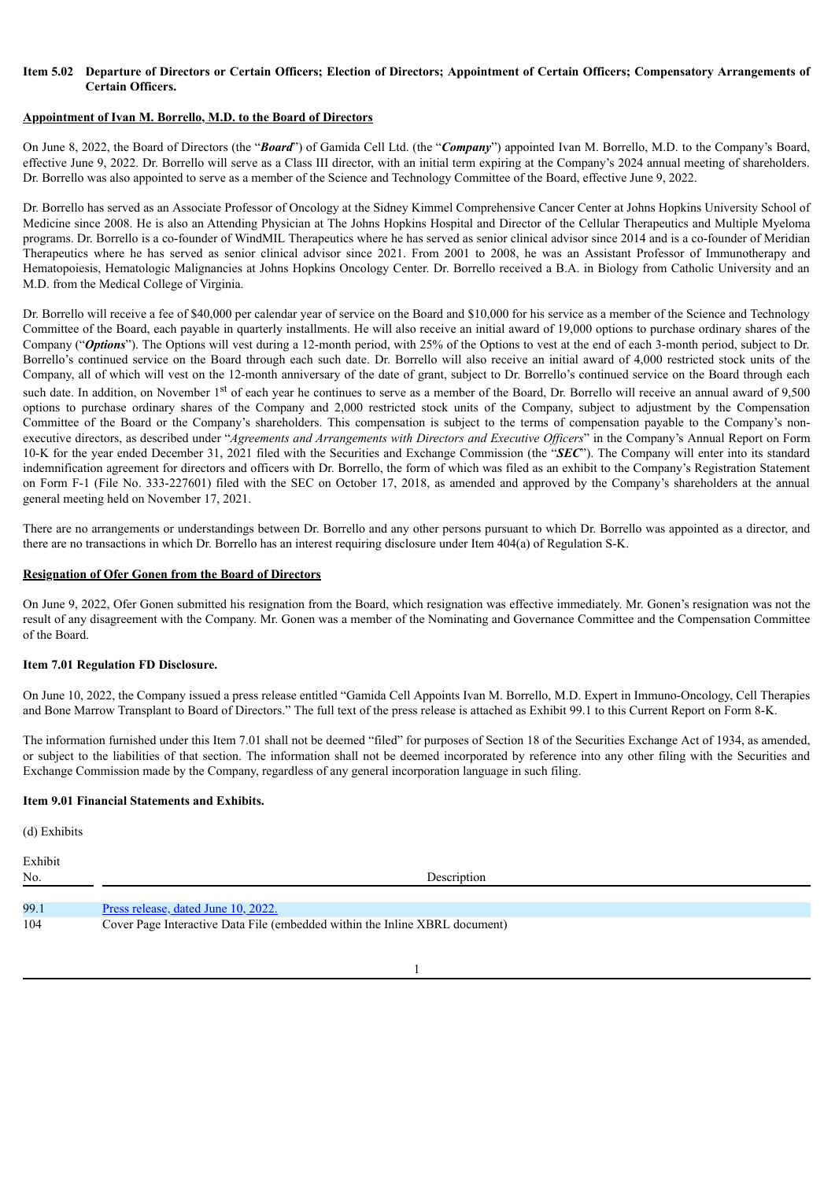**Item 5.02 Departure of Directors or Certain Officers; Election of Directors; Appointment of Certain Officers; Compensatory Arrangements of Certain Officers.**

**Appointment of Ivan M. Borrello, M.D. to the Board of Directors**

On June 8, 2022, the Board of Directors (the "***Board***") of Gamida Cell Ltd. (the "***Company***") appointed Ivan M. Borrello, M.D. to the Company's Board, effective June 9, 2022. Dr. Borrello will serve as a Class III director, with an initial term expiring at the Company's 2024 annual meeting of shareholders. Dr. Borrello was also appointed to serve as a member of the Science and Technology Committee of the Board, effective June 9, 2022.

Dr. Borrello has served as an Associate Professor of Oncology at the Sidney Kimmel Comprehensive Cancer Center at Johns Hopkins University School of Medicine since 2008. He is also an Attending Physician at The Johns Hopkins Hospital and Director of the Cellular Therapeutics and Multiple Myeloma programs. Dr. Borrello is a co-founder of WindMIL Therapeutics where he has served as senior clinical advisor since 2014 and is a co-founder of Meridian Therapeutics where he has served as senior clinical advisor since 2021. From 2001 to 2008, he was an Assistant Professor of Immunotherapy and Hematopoiesis, Hematologic Malignancies at Johns Hopkins Oncology Center. Dr. Borrello received a B.A. in Biology from Catholic University and an M.D. from the Medical College of Virginia.

Dr. Borrello will receive a fee of $40,000 per calendar year of service on the Board and $10,000 for his service as a member of the Science and Technology Committee of the Board, each payable in quarterly installments. He will also receive an initial award of 19,000 options to purchase ordinary shares of the Company ("***Options***"). The Options will vest during a 12-month period, with 25% of the Options to vest at the end of each 3-month period, subject to Dr. Borrello's continued service on the Board through each such date. Dr. Borrello will also receive an initial award of 4,000 restricted stock units of the Company, all of which will vest on the 12-month anniversary of the date of grant, subject to Dr. Borrello's continued service on the Board through each such date. In addition, on November 1st of each year he continues to serve as a member of the Board, Dr. Borrello will receive an annual award of 9,500 options to purchase ordinary shares of the Company and 2,000 restricted stock units of the Company, subject to adjustment by the Compensation Committee of the Board or the Company's shareholders. This compensation is subject to the terms of compensation payable to the Company's non-executive directors, as described under "*Agreements and Arrangements with Directors and Executive Officers*" in the Company's Annual Report on Form 10-K for the year ended December 31, 2021 filed with the Securities and Exchange Commission (the "***SEC***"). The Company will enter into its standard indemnification agreement for directors and officers with Dr. Borrello, the form of which was filed as an exhibit to the Company's Registration Statement on Form F-1 (File No. 333-227601) filed with the SEC on October 17, 2018, as amended and approved by the Company's shareholders at the annual general meeting held on November 17, 2021.

There are no arrangements or understandings between Dr. Borrello and any other persons pursuant to which Dr. Borrello was appointed as a director, and there are no transactions in which Dr. Borrello has an interest requiring disclosure under Item 404(a) of Regulation S-K.

**Resignation of Ofer Gonen from the Board of Directors**

On June 9, 2022, Ofer Gonen submitted his resignation from the Board, which resignation was effective immediately. Mr. Gonen's resignation was not the result of any disagreement with the Company. Mr. Gonen was a member of the Nominating and Governance Committee and the Compensation Committee of the Board.

**Item 7.01 Regulation FD Disclosure.**

On June 10, 2022, the Company issued a press release entitled "Gamida Cell Appoints Ivan M. Borrello, M.D. Expert in Immuno-Oncology, Cell Therapies and Bone Marrow Transplant to Board of Directors." The full text of the press release is attached as Exhibit 99.1 to this Current Report on Form 8-K.

The information furnished under this Item 7.01 shall not be deemed "filed" for purposes of Section 18 of the Securities Exchange Act of 1934, as amended, or subject to the liabilities of that section. The information shall not be deemed incorporated by reference into any other filing with the Securities and Exchange Commission made by the Company, regardless of any general incorporation language in such filing.

**Item 9.01 Financial Statements and Exhibits.**

(d) Exhibits

| Exhibit No. | Description |
|---|---|
| 99.1 | Press release, dated June 10, 2022. |
| 104 | Cover Page Interactive Data File (embedded within the Inline XBRL document) |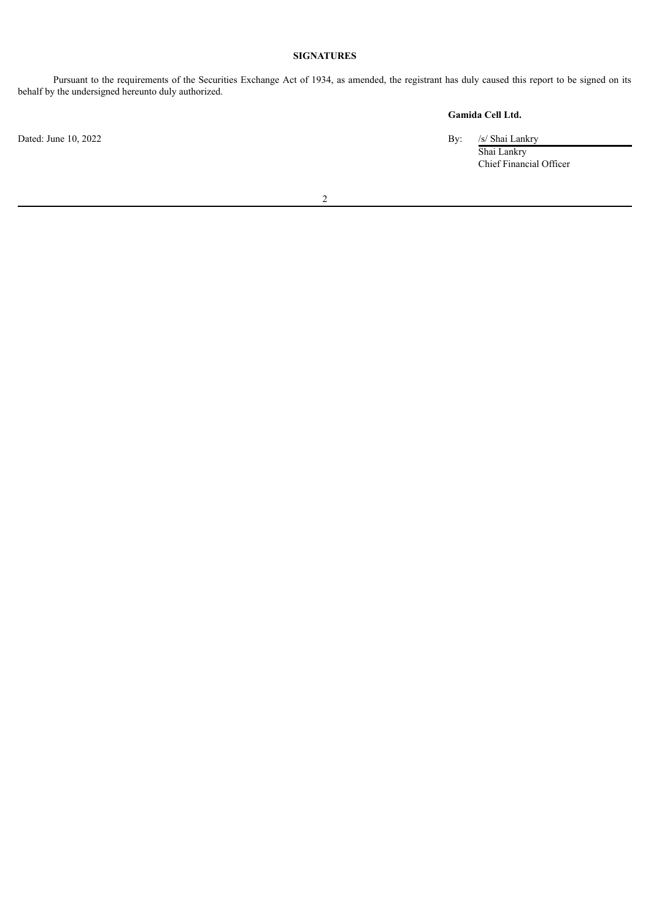# SIGNATURES

Pursuant to the requirements of the Securities Exchange Act of 1934, as amended, the registrant has duly caused this report to be signed on its behalf by the undersigned hereunto duly authorized.

**Gamida Cell Ltd.**

Dated: June 10, 2022

By: /s/ Shai Lankry
Shai Lankry
Chief Financial Officer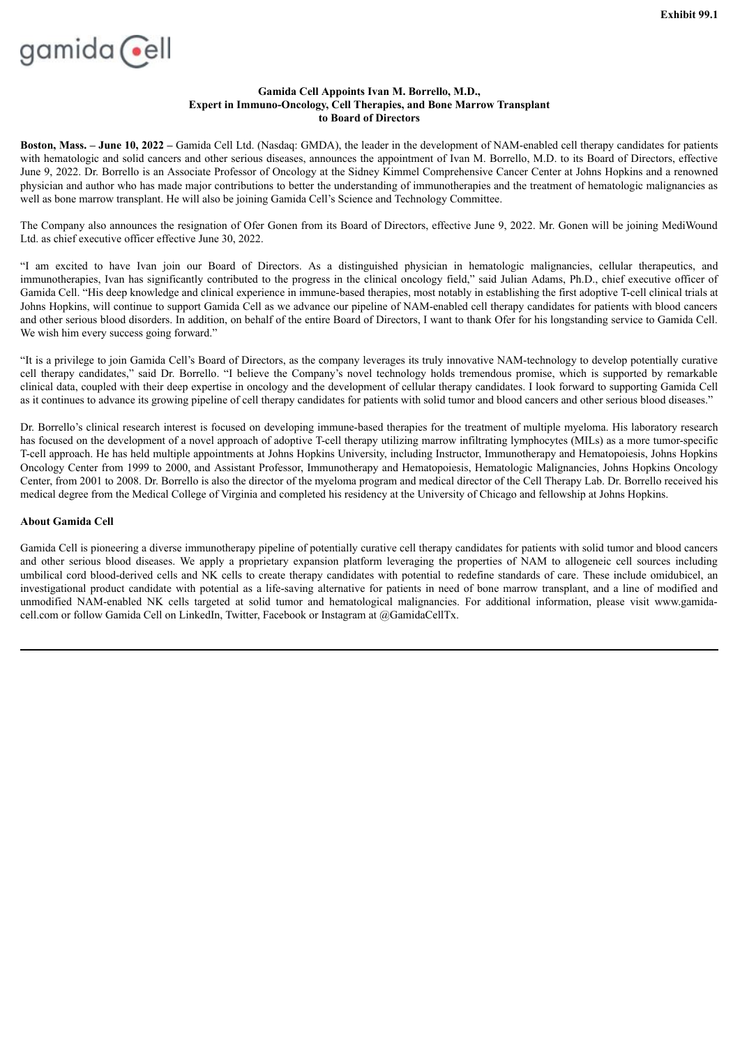Exhibit 99.1

gamida cell

**Gamida Cell Appoints Ivan M. Borrello, M.D.,**
**Expert in Immuno-Oncology, Cell Therapies, and Bone Marrow Transplant**
**to Board of Directors**

**Boston, Mass. – June 10, 2022 –** Gamida Cell Ltd. (Nasdaq: GMDA), the leader in the development of NAM-enabled cell therapy candidates for patients with hematologic and solid cancers and other serious diseases, announces the appointment of Ivan M. Borrello, M.D. to its Board of Directors, effective June 9, 2022. Dr. Borrello is an Associate Professor of Oncology at the Sidney Kimmel Comprehensive Cancer Center at Johns Hopkins and a renowned physician and author who has made major contributions to better the understanding of immunotherapies and the treatment of hematologic malignancies as well as bone marrow transplant. He will also be joining Gamida Cell's Science and Technology Committee.

The Company also announces the resignation of Ofer Gonen from its Board of Directors, effective June 9, 2022. Mr. Gonen will be joining MediWound Ltd. as chief executive officer effective June 30, 2022.

"I am excited to have Ivan join our Board of Directors. As a distinguished physician in hematologic malignancies, cellular therapeutics, and immunotherapies, Ivan has significantly contributed to the progress in the clinical oncology field," said Julian Adams, Ph.D., chief executive officer of Gamida Cell. "His deep knowledge and clinical experience in immune-based therapies, most notably in establishing the first adoptive T-cell clinical trials at Johns Hopkins, will continue to support Gamida Cell as we advance our pipeline of NAM-enabled cell therapy candidates for patients with blood cancers and other serious blood disorders. In addition, on behalf of the entire Board of Directors, I want to thank Ofer for his longstanding service to Gamida Cell. We wish him every success going forward."

"It is a privilege to join Gamida Cell's Board of Directors, as the company leverages its truly innovative NAM-technology to develop potentially curative cell therapy candidates," said Dr. Borrello. "I believe the Company's novel technology holds tremendous promise, which is supported by remarkable clinical data, coupled with their deep expertise in oncology and the development of cellular therapy candidates. I look forward to supporting Gamida Cell as it continues to advance its growing pipeline of cell therapy candidates for patients with solid tumor and blood cancers and other serious blood diseases."

Dr. Borrello's clinical research interest is focused on developing immune-based therapies for the treatment of multiple myeloma. His laboratory research has focused on the development of a novel approach of adoptive T-cell therapy utilizing marrow infiltrating lymphocytes (MILs) as a more tumor-specific T-cell approach. He has held multiple appointments at Johns Hopkins University, including Instructor, Immunotherapy and Hematopoiesis, Johns Hopkins Oncology Center from 1999 to 2000, and Assistant Professor, Immunotherapy and Hematopoiesis, Hematologic Malignancies, Johns Hopkins Oncology Center, from 2001 to 2008. Dr. Borrello is also the director of the myeloma program and medical director of the Cell Therapy Lab. Dr. Borrello received his medical degree from the Medical College of Virginia and completed his residency at the University of Chicago and fellowship at Johns Hopkins.

**About Gamida Cell**

Gamida Cell is pioneering a diverse immunotherapy pipeline of potentially curative cell therapy candidates for patients with solid tumor and blood cancers and other serious blood diseases. We apply a proprietary expansion platform leveraging the properties of NAM to allogeneic cell sources including umbilical cord blood-derived cells and NK cells to create therapy candidates with potential to redefine standards of care. These include omidubicel, an investigational product candidate with potential as a life-saving alternative for patients in need of bone marrow transplant, and a line of modified and unmodified NAM-enabled NK cells targeted at solid tumor and hematological malignancies. For additional information, please visit www.gamida-cell.com or follow Gamida Cell on LinkedIn, Twitter, Facebook or Instagram at @GamidaCellTx.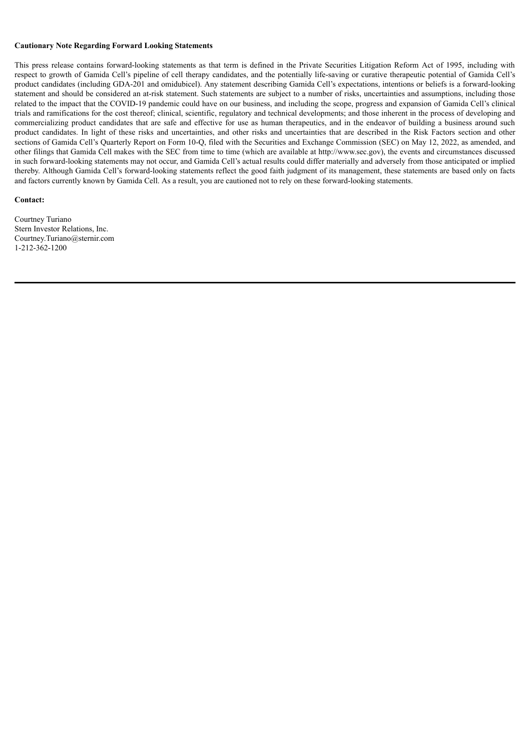**Cautionary Note Regarding Forward Looking Statements**

This press release contains forward-looking statements as that term is defined in the Private Securities Litigation Reform Act of 1995, including with respect to growth of Gamida Cell's pipeline of cell therapy candidates, and the potentially life-saving or curative therapeutic potential of Gamida Cell's product candidates (including GDA-201 and omidubicel). Any statement describing Gamida Cell's expectations, intentions or beliefs is a forward-looking statement and should be considered an at-risk statement. Such statements are subject to a number of risks, uncertainties and assumptions, including those related to the impact that the COVID-19 pandemic could have on our business, and including the scope, progress and expansion of Gamida Cell's clinical trials and ramifications for the cost thereof; clinical, scientific, regulatory and technical developments; and those inherent in the process of developing and commercializing product candidates that are safe and effective for use as human therapeutics, and in the endeavor of building a business around such product candidates. In light of these risks and uncertainties, and other risks and uncertainties that are described in the Risk Factors section and other sections of Gamida Cell's Quarterly Report on Form 10-Q, filed with the Securities and Exchange Commission (SEC) on May 12, 2022, as amended, and other filings that Gamida Cell makes with the SEC from time to time (which are available at http://www.sec.gov), the events and circumstances discussed in such forward-looking statements may not occur, and Gamida Cell's actual results could differ materially and adversely from those anticipated or implied thereby. Although Gamida Cell's forward-looking statements reflect the good faith judgment of its management, these statements are based only on facts and factors currently known by Gamida Cell. As a result, you are cautioned not to rely on these forward-looking statements.

**Contact:**

Courtney Turiano
Stern Investor Relations, Inc.
Courtney.Turiano@sternir.com
1-212-362-1200